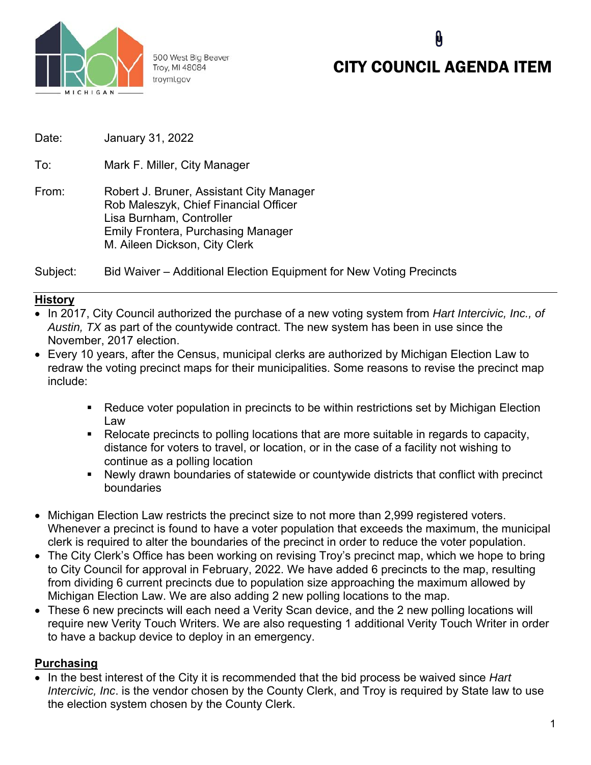500 West Big Beaver
Troy, MI 48084
troymi.gov

# CITY COUNCIL AGENDA ITEM

Date: January 31, 2022

To: Mark F. Miller, City Manager

From: Robert J. Bruner, Assistant City Manager
Rob Maleszyk, Chief Financial Officer
Lisa Burnham, Controller
Emily Frontera, Purchasing Manager
M. Aileen Dickson, City Clerk

Subject: Bid Waiver – Additional Election Equipment for New Voting Precincts

---

## History

- In 2017, City Council authorized the purchase of a new voting system from *Hart Intercivic, Inc., of Austin, TX* as part of the countywide contract. The new system has been in use since the November, 2017 election.
- Every 10 years, after the Census, municipal clerks are authorized by Michigan Election Law to redraw the voting precinct maps for their municipalities. Some reasons to revise the precinct map include:
  - Reduce voter population in precincts to be within restrictions set by Michigan Election Law
  - Relocate precincts to polling locations that are more suitable in regards to capacity, distance for voters to travel, or location, or in the case of a facility not wishing to continue as a polling location
  - Newly drawn boundaries of statewide or countywide districts that conflict with precinct boundaries
- Michigan Election Law restricts the precinct size to not more than 2,999 registered voters. Whenever a precinct is found to have a voter population that exceeds the maximum, the municipal clerk is required to alter the boundaries of the precinct in order to reduce the voter population.
- The City Clerk's Office has been working on revising Troy's precinct map, which we hope to bring to City Council for approval in February, 2022. We have added 6 precincts to the map, resulting from dividing 6 current precincts due to population size approaching the maximum allowed by Michigan Election Law. We are also adding 2 new polling locations to the map.
- These 6 new precincts will each need a Verity Scan device, and the 2 new polling locations will require new Verity Touch Writers. We are also requesting 1 additional Verity Touch Writer in order to have a backup device to deploy in an emergency.

## Purchasing

- In the best interest of the City it is recommended that the bid process be waived since *Hart Intercivic, Inc*. is the vendor chosen by the County Clerk, and Troy is required by State law to use the election system chosen by the County Clerk.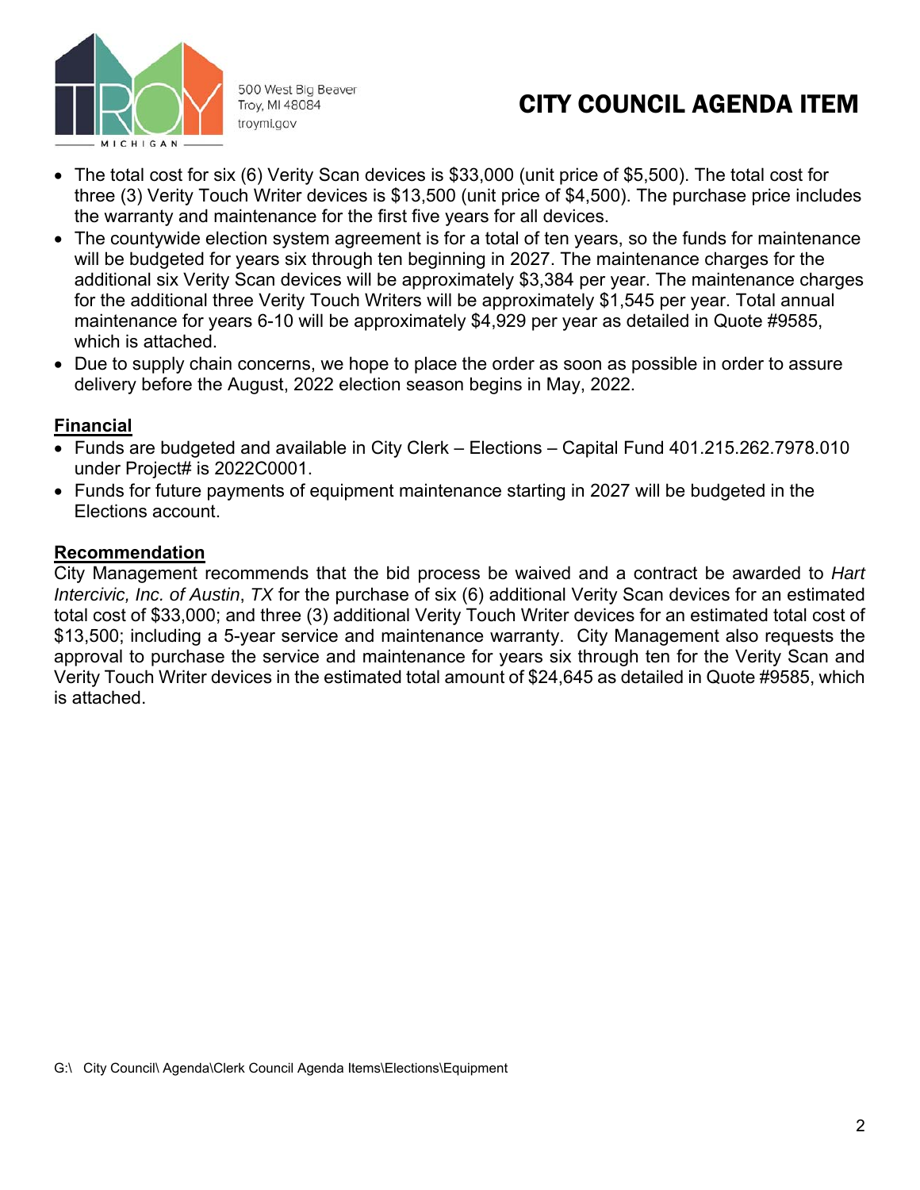- The total cost for six (6) Verity Scan devices is $33,000 (unit price of $5,500). The total cost for three (3) Verity Touch Writer devices is $13,500 (unit price of $4,500). The purchase price includes the warranty and maintenance for the first five years for all devices.
- The countywide election system agreement is for a total of ten years, so the funds for maintenance will be budgeted for years six through ten beginning in 2027. The maintenance charges for the additional six Verity Scan devices will be approximately $3,384 per year. The maintenance charges for the additional three Verity Touch Writers will be approximately $1,545 per year. Total annual maintenance for years 6-10 will be approximately $4,929 per year as detailed in Quote #9585, which is attached.
- Due to supply chain concerns, we hope to place the order as soon as possible in order to assure delivery before the August, 2022 election season begins in May, 2022.

## Financial

- Funds are budgeted and available in City Clerk – Elections – Capital Fund 401.215.262.7978.010 under Project# is 2022C0001.
- Funds for future payments of equipment maintenance starting in 2027 will be budgeted in the Elections account.

## Recommendation

City Management recommends that the bid process be waived and a contract be awarded to *Hart Intercivic, Inc. of Austin*, *TX* for the purchase of six (6) additional Verity Scan devices for an estimated total cost of $33,000; and three (3) additional Verity Touch Writer devices for an estimated total cost of $13,500; including a 5-year service and maintenance warranty. City Management also requests the approval to purchase the service and maintenance for years six through ten for the Verity Scan and Verity Touch Writer devices in the estimated total amount of $24,645 as detailed in Quote #9585, which is attached.

G:\ City Council\ Agenda\Clerk Council Agenda Items\Elections\Equipment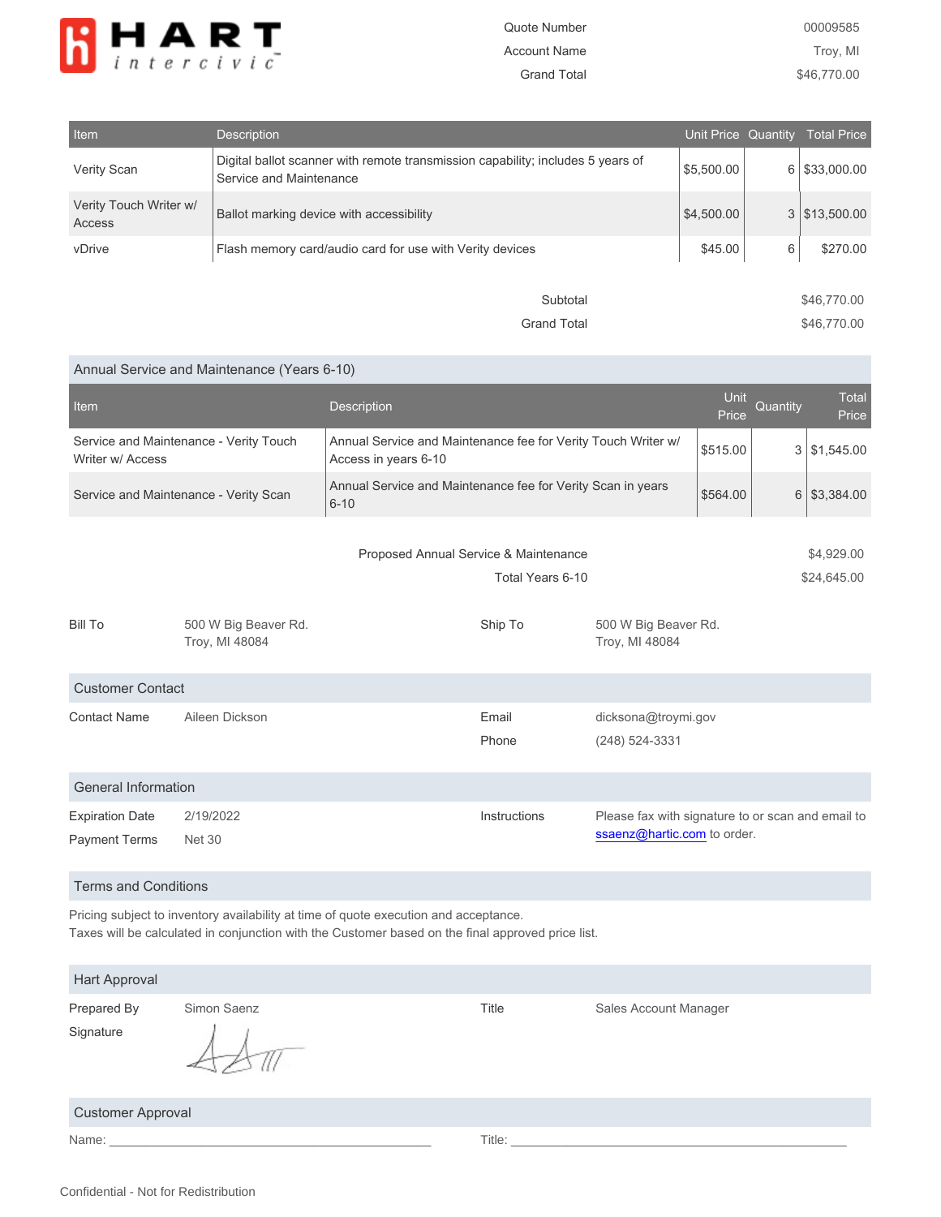**HART intercivic**

| | |
|---|---|
| Quote Number | 00009585 |
| Account Name | Troy, MI |
| Grand Total | $46,770.00 |

| Item | Description | Unit Price | Quantity | Total Price |
|---|---|---|---|---|
| Verity Scan | Digital ballot scanner with remote transmission capability; includes 5 years of Service and Maintenance | $5,500.00 | 6 | $33,000.00 |
| Verity Touch Writer w/ Access | Ballot marking device with accessibility | $4,500.00 | 3 | $13,500.00 |
| vDrive | Flash memory card/audio card for use with Verity devices | $45.00 | 6 | $270.00 |

| | |
|---|---|
| Subtotal | $46,770.00 |
| Grand Total | $46,770.00 |

## Annual Service and Maintenance (Years 6-10)

| Item | Description | Unit Price | Quantity | Total Price |
|---|---|---|---|---|
| Service and Maintenance - Verity Touch Writer w/ Access | Annual Service and Maintenance fee for Verity Touch Writer w/ Access in years 6-10 | $515.00 | 3 | $1,545.00 |
| Service and Maintenance - Verity Scan | Annual Service and Maintenance fee for Verity Scan in years 6-10 | $564.00 | 6 | $3,384.00 |

| | |
|---|---|
| Proposed Annual Service & Maintenance | $4,929.00 |
| Total Years 6-10 | $24,645.00 |

**Bill To** 500 W Big Beaver Rd.
Troy, MI 48084

**Ship To** 500 W Big Beaver Rd.
Troy, MI 48084

## Customer Contact

| | | | |
|---|---|---|---|
| Contact Name | Aileen Dickson | Email | dicksona@troymi.gov |
| | | Phone | (248) 524-3331 |

## General Information

| | | | |
|---|---|---|---|
| Expiration Date | 2/19/2022 | Instructions | Please fax with signature to or scan and email to ssaenz@hartic.com to order. |
| Payment Terms | Net 30 | | |

## Terms and Conditions

Pricing subject to inventory availability at time of quote execution and acceptance.
Taxes will be calculated in conjunction with the Customer based on the final approved price list.

## Hart Approval

| | | | |
|---|---|---|---|
| Prepared By | Simon Saenz | Title | Sales Account Manager |
| Signature | | | |

## Customer Approval

Name: ______________________________ Title: ______________________________

Confidential - Not for Redistribution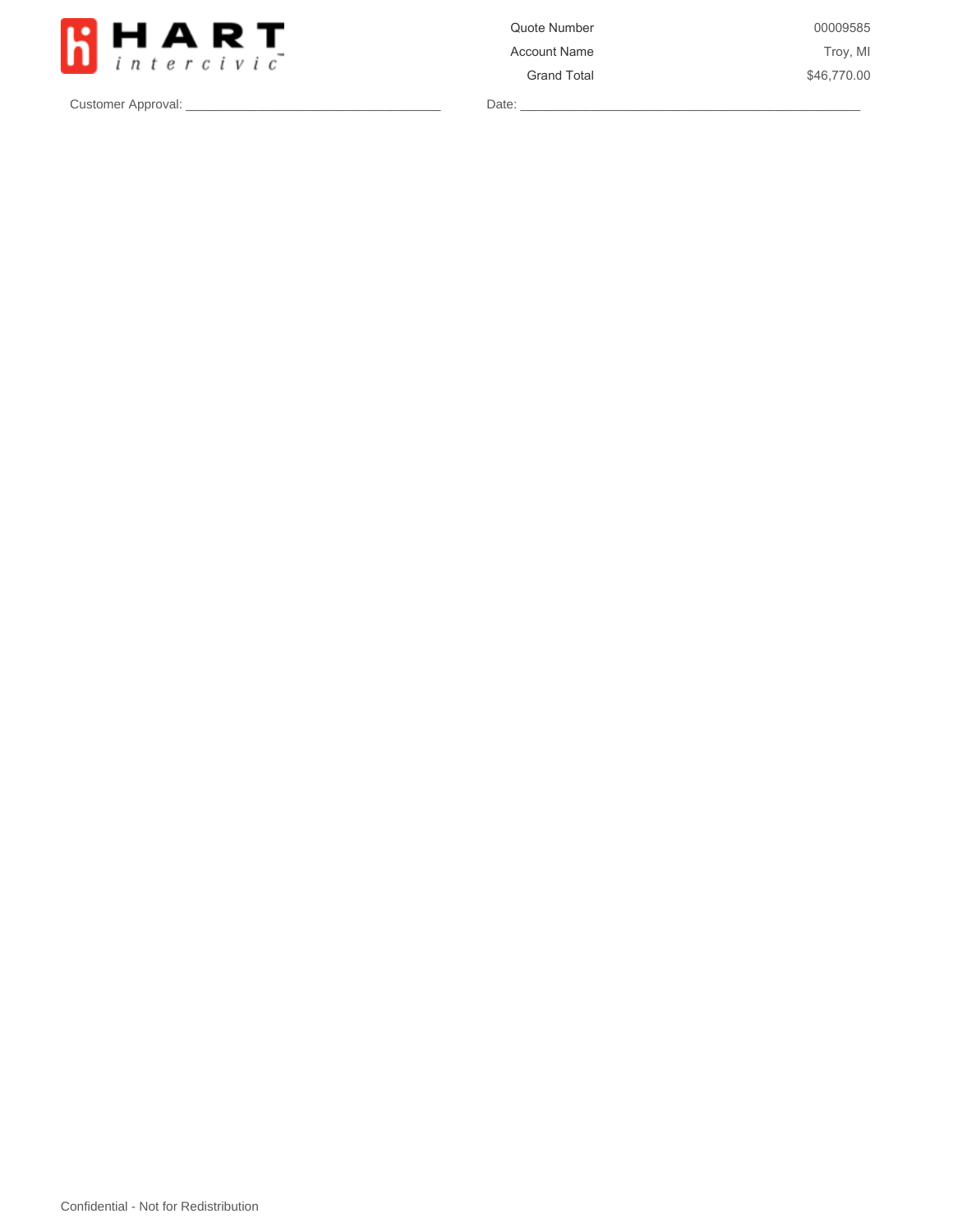| | |
|---|---|
| Quote Number | 00009585 |
| Account Name | Troy, MI |
| Grand Total | $46,770.00 |

Customer Approval: ______________________________

Date: ______________________________